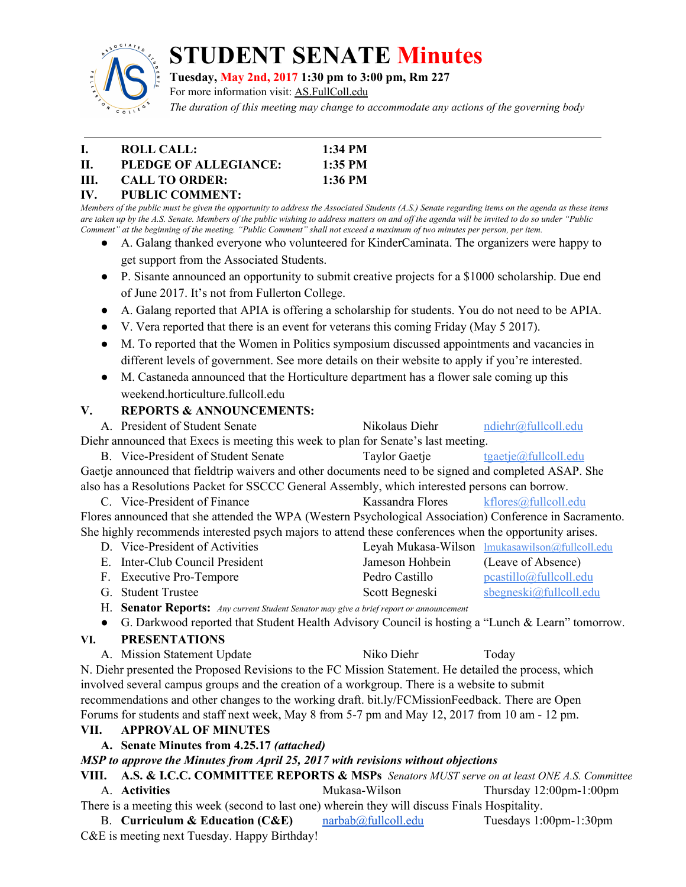# STUDENT SENATE Minutes

**Tuesday, May 2nd, 2017 1:30 pm to 3:00 pm, Rm 227**

For more information visit: AS.FullColl.edu

*The duration of this meeting may change to accommodate any actions of the governing body*

---

**I. ROLL CALL: 1:34 PM**

**II. PLEDGE OF ALLEGIANCE: 1:35 PM**

**III. CALL TO ORDER: 1:36 PM**

**IV. PUBLIC COMMENT:**

*Members of the public must be given the opportunity to address the Associated Students (A.S.) Senate regarding items on the agenda as these items are taken up by the A.S. Senate. Members of the public wishing to address matters on and off the agenda will be invited to do so under "Public Comment" at the beginning of the meeting. "Public Comment" shall not exceed a maximum of two minutes per person, per item.*

- A. Galang thanked everyone who volunteered for KinderCaminata. The organizers were happy to get support from the Associated Students.
- P. Sisante announced an opportunity to submit creative projects for a $1000 scholarship. Due end of June 2017. It's not from Fullerton College.
- A. Galang reported that APIA is offering a scholarship for students. You do not need to be APIA.
- V. Vera reported that there is an event for veterans this coming Friday (May 5 2017).
- M. To reported that the Women in Politics symposium discussed appointments and vacancies in different levels of government. See more details on their website to apply if you're interested.
- M. Castaneda announced that the Horticulture department has a flower sale coming up this weekend.horticulture.fullcoll.edu

**V. REPORTS & ANNOUNCEMENTS:**

A. President of Student Senate — Nikolaus Diehr — ndiehr@fullcoll.edu

Diehr announced that Execs is meeting this week to plan for Senate's last meeting.

B. Vice-President of Student Senate — Taylor Gaetje — tgaetje@fullcoll.edu

Gaetje announced that fieldtrip waivers and other documents need to be signed and completed ASAP. She also has a Resolutions Packet for SSCCC General Assembly, which interested persons can borrow.

C. Vice-President of Finance — Kassandra Flores — kflores@fullcoll.edu

Flores announced that she attended the WPA (Western Psychological Association) Conference in Sacramento. She highly recommends interested psych majors to attend these conferences when the opportunity arises.

D. Vice-President of Activities — Leyah Mukasa-Wilson — lmukasawilson@fullcoll.edu

E. Inter-Club Council President — Jameson Hohbein — (Leave of Absence)

F. Executive Pro-Tempore — Pedro Castillo — pcastillo@fullcoll.edu

G. Student Trustee — Scott Begneski — sbegneski@fullcoll.edu

H. **Senator Reports:** *Any current Student Senator may give a brief report or announcement*

- G. Darkwood reported that Student Health Advisory Council is hosting a "Lunch & Learn" tomorrow.

**VI. PRESENTATIONS**

A. Mission Statement Update — Niko Diehr — Today

N. Diehr presented the Proposed Revisions to the FC Mission Statement. He detailed the process, which involved several campus groups and the creation of a workgroup. There is a website to submit recommendations and other changes to the working draft. bit.ly/FCMissionFeedback. There are Open Forums for students and staff next week, May 8 from 5-7 pm and May 12, 2017 from 10 am - 12 pm.

**VII. APPROVAL OF MINUTES**

**A. Senate Minutes from 4.25.17 *(attached)***

***MSP to approve the Minutes from April 25, 2017 with revisions without objections***

**VIII. A.S. & I.C.C. COMMITTEE REPORTS & MSPs** *Senators MUST serve on at least ONE A.S. Committee*

A. **Activities** — Mukasa-Wilson — Thursday 12:00pm-1:00pm

There is a meeting this week (second to last one) wherein they will discuss Finals Hospitality.

B. **Curriculum & Education (C&E)** — narbab@fullcoll.edu — Tuesdays 1:00pm-1:30pm

C&E is meeting next Tuesday. Happy Birthday!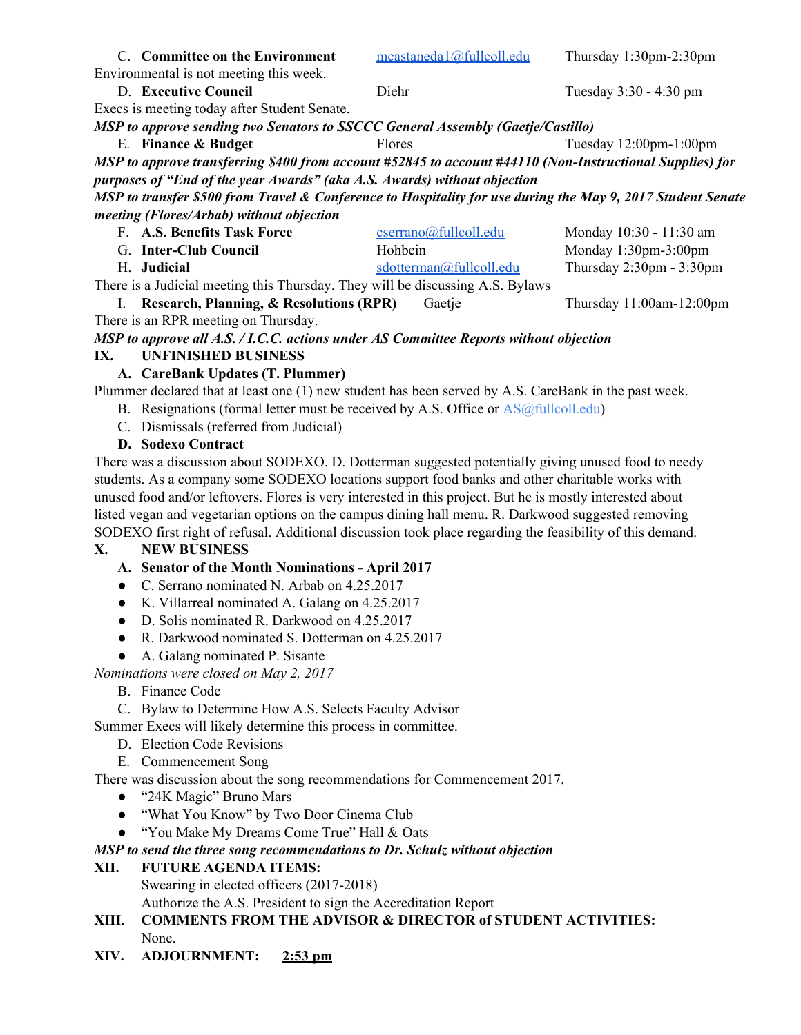C. **Committee on the Environment** mcastaneda1@fullcoll.edu Thursday 1:30pm-2:30pm

Environmental is not meeting this week.

D. **Executive Council** Diehr Tuesday 3:30 - 4:30 pm

Execs is meeting today after Student Senate.

***MSP to approve sending two Senators to SSCCC General Assembly (Gaetje/Castillo)***

E. **Finance & Budget** Flores Tuesday 12:00pm-1:00pm

***MSP to approve transferring $400 from account #52845 to account #44110 (Non-Instructional Supplies) for purposes of "End of the year Awards" (aka A.S. Awards) without objection***

***MSP to transfer $500 from Travel & Conference to Hospitality for use during the May 9, 2017 Student Senate meeting (Flores/Arbab) without objection***

F. **A.S. Benefits Task Force** cserrano@fullcoll.edu Monday 10:30 - 11:30 am

G. **Inter-Club Council** Hohbein Monday 1:30pm-3:00pm

H. **Judicial** sdotterman@fullcoll.edu Thursday 2:30pm - 3:30pm

There is a Judicial meeting this Thursday. They will be discussing A.S. Bylaws

I. **Research, Planning, & Resolutions (RPR)** Gaetje Thursday 11:00am-12:00pm

There is an RPR meeting on Thursday.

***MSP to approve all A.S. / I.C.C. actions under AS Committee Reports without objection***

## IX. UNFINISHED BUSINESS

**A. CareBank Updates (T. Plummer)**

Plummer declared that at least one (1) new student has been served by A.S. CareBank in the past week.

B. Resignations (formal letter must be received by A.S. Office or AS@fullcoll.edu)

C. Dismissals (referred from Judicial)

**D. Sodexo Contract**

There was a discussion about SODEXO. D. Dotterman suggested potentially giving unused food to needy students. As a company some SODEXO locations support food banks and other charitable works with unused food and/or leftovers. Flores is very interested in this project. But he is mostly interested about listed vegan and vegetarian options on the campus dining hall menu. R. Darkwood suggested removing SODEXO first right of refusal. Additional discussion took place regarding the feasibility of this demand.

## X. NEW BUSINESS

**A. Senator of the Month Nominations - April 2017**

- C. Serrano nominated N. Arbab on 4.25.2017
- K. Villarreal nominated A. Galang on 4.25.2017
- D. Solis nominated R. Darkwood on 4.25.2017
- R. Darkwood nominated S. Dotterman on 4.25.2017
- A. Galang nominated P. Sisante

*Nominations were closed on May 2, 2017*

B. Finance Code

C. Bylaw to Determine How A.S. Selects Faculty Advisor

Summer Execs will likely determine this process in committee.

D. Election Code Revisions

E. Commencement Song

There was discussion about the song recommendations for Commencement 2017.

- "24K Magic" Bruno Mars
- "What You Know" by Two Door Cinema Club
- "You Make My Dreams Come True" Hall & Oats

***MSP to send the three song recommendations to Dr. Schulz without objection***

## XII. FUTURE AGENDA ITEMS:

Swearing in elected officers (2017-2018)

Authorize the A.S. President to sign the Accreditation Report

## XIII. COMMENTS FROM THE ADVISOR & DIRECTOR of STUDENT ACTIVITIES:

None.

## XIV. ADJOURNMENT: 2:53 pm